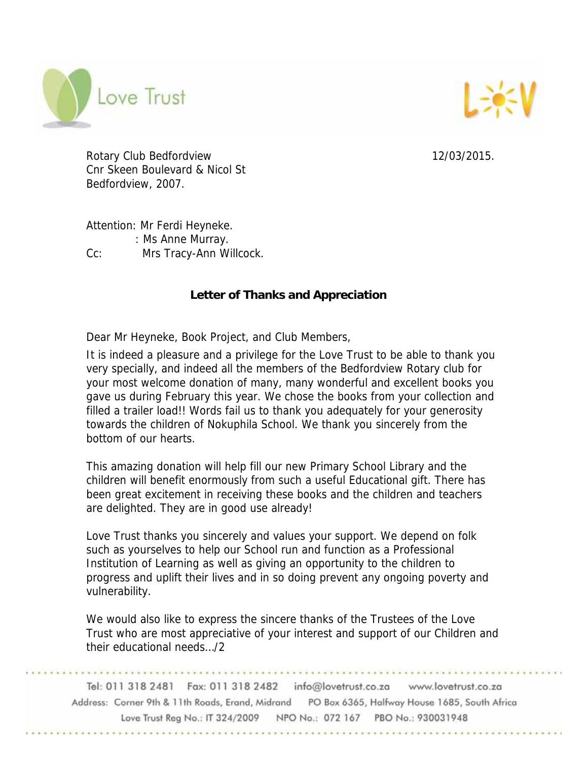Love Trust

Rotary Club Bedfordview
Cnr Skeen Boulevard & Nicol St
Bedfordview, 2007.

12/03/2015.

Attention: Mr Ferdi Heyneke.
: Ms Anne Murray.
Cc: Mrs Tracy-Ann Willcock.

**Letter of Thanks and Appreciation**

Dear Mr Heyneke, Book Project, and Club Members,

It is indeed a pleasure and a privilege for the Love Trust to be able to thank you very specially, and indeed all the members of the Bedfordview Rotary club for your most welcome donation of many, many wonderful and excellent books you gave us during February this year. We chose the books from your collection and filled a trailer load!! Words fail us to thank you adequately for your generosity towards the children of Nokuphila School. We thank you sincerely from the bottom of our hearts.

This amazing donation will help fill our new Primary School Library and the children will benefit enormously from such a useful Educational gift. There has been great excitement in receiving these books and the children and teachers are delighted. They are in good use already!

Love Trust thanks you sincerely and values your support. We depend on folk such as yourselves to help our School run and function as a Professional Institution of Learning as well as giving an opportunity to the children to progress and uplift their lives and in so doing prevent any ongoing poverty and vulnerability.

We would also like to express the sincere thanks of the Trustees of the Love Trust who are most appreciative of your interest and support of our Children and their educational needs…/2

Tel: 011 318 2481 Fax: 011 318 2482 info@lovetrust.co.za www.lovetrust.co.za
Address: Corner 9th & 11th Roads, Erand, Midrand PO Box 6365, Halfway House 1685, South Africa
Love Trust Reg No.: IT 324/2009 NPO No.: 072 167 PBO No.: 930031948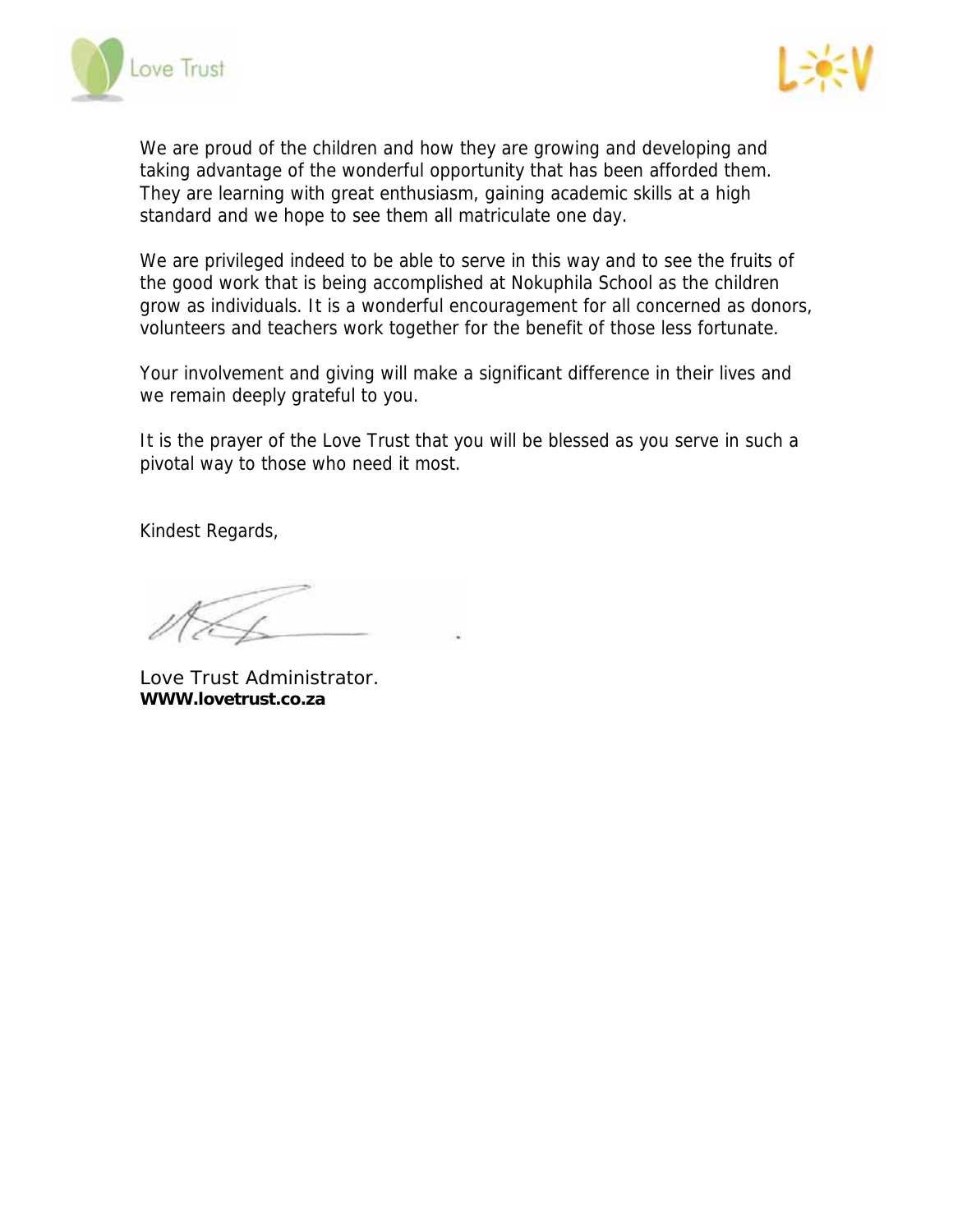We are proud of the children and how they are growing and developing and taking advantage of the wonderful opportunity that has been afforded them. They are learning with great enthusiasm, gaining academic skills at a high standard and we hope to see them all matriculate one day.

We are privileged indeed to be able to serve in this way and to see the fruits of the good work that is being accomplished at Nokuphila School as the children grow as individuals. It is a wonderful encouragement for all concerned as donors, volunteers and teachers work together for the benefit of those less fortunate.

Your involvement and giving will make a significant difference in their lives and we remain deeply grateful to you.

It is the prayer of the Love Trust that you will be blessed as you serve in such a pivotal way to those who need it most.

Kindest Regards,

Love Trust Administrator.
**WWW.lovetrust.co.za**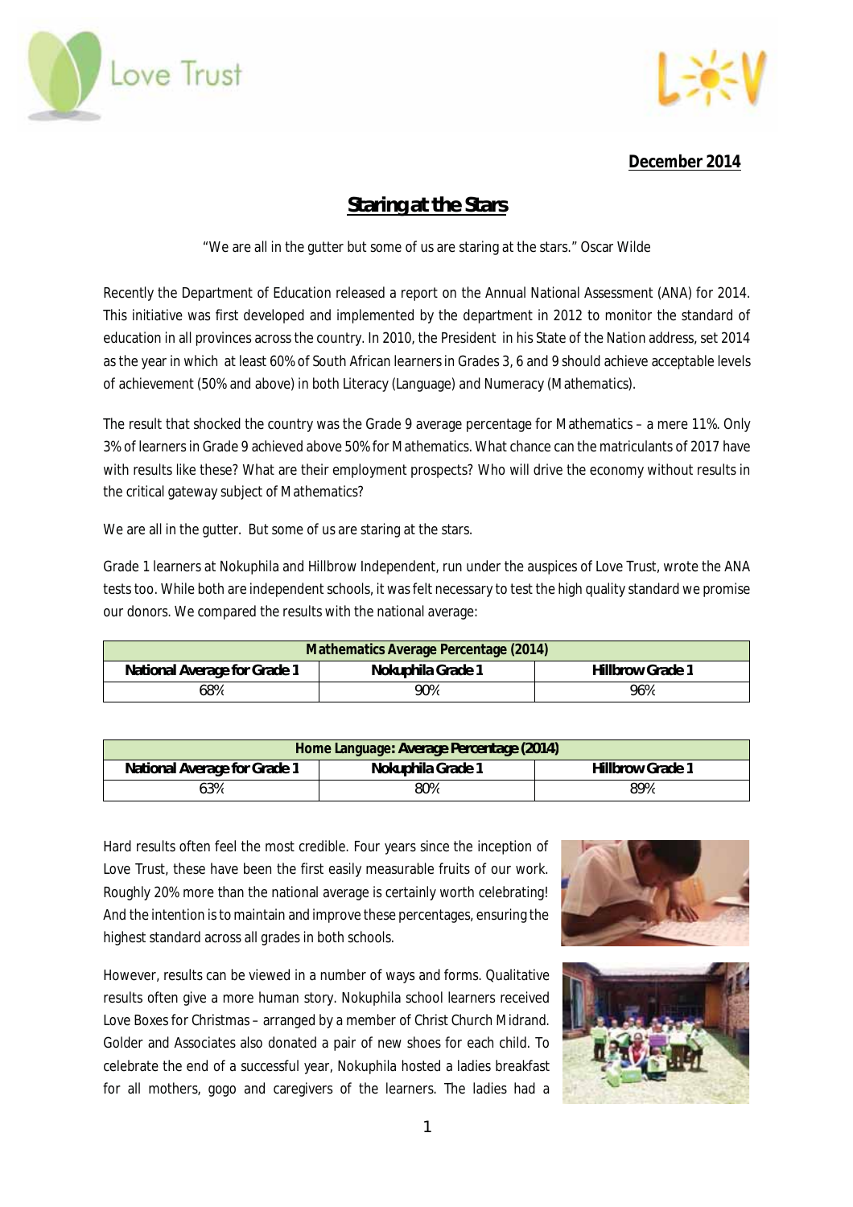**December 2014**

# Staring at the Stars

"We are all in the gutter but some of us are staring at the stars." Oscar Wilde

Recently the Department of Education released a report on the Annual National Assessment (ANA) for 2014. This initiative was first developed and implemented by the department in 2012 to monitor the standard of education in all provinces across the country. In 2010, the President in his State of the Nation address, set 2014 as the year in which at least 60% of South African learners in Grades 3, 6 and 9 should achieve acceptable levels of achievement (50% and above) in both Literacy (Language) and Numeracy (Mathematics).

The result that shocked the country was the Grade 9 average percentage for Mathematics – a mere 11%. Only 3% of learners in Grade 9 achieved above 50% for Mathematics. What chance can the matriculants of 2017 have with results like these? What are their employment prospects? Who will drive the economy without results in the critical gateway subject of Mathematics?

We are all in the gutter. But some of us are staring at the stars.

Grade 1 learners at Nokuphila and Hillbrow Independent, run under the auspices of Love Trust, wrote the ANA tests too. While both are independent schools, it was felt necessary to test the high quality standard we promise our donors. We compared the results with the national average:

| Mathematics Average Percentage (2014) | | |
|---|---|---|
| National Average for Grade 1 | Nokuphila Grade 1 | Hillbrow Grade 1 |
| 68% | 90% | 96% |

| Home Language: Average Percentage (2014) | | |
|---|---|---|
| National Average for Grade 1 | Nokuphila Grade 1 | Hillbrow Grade 1 |
| 63% | 80% | 89% |

Hard results often feel the most credible. Four years since the inception of Love Trust, these have been the first easily measurable fruits of our work. Roughly 20% more than the national average is certainly worth celebrating! And the intention is to maintain and improve these percentages, ensuring the highest standard across all grades in both schools.

However, results can be viewed in a number of ways and forms. Qualitative results often give a more human story. Nokuphila school learners received Love Boxes for Christmas – arranged by a member of Christ Church Midrand. Golder and Associates also donated a pair of new shoes for each child. To celebrate the end of a successful year, Nokuphila hosted a ladies breakfast for all mothers, gogo and caregivers of the learners. The ladies had a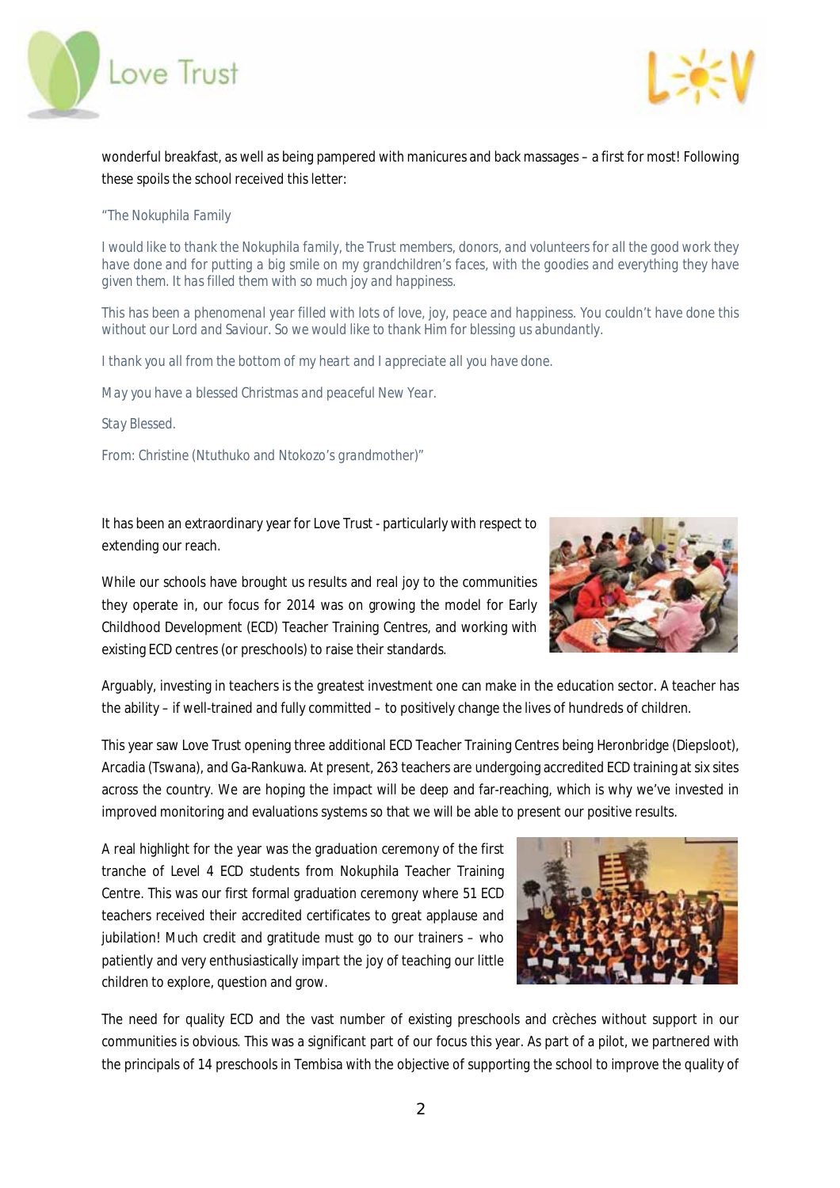wonderful breakfast, as well as being pampered with manicures and back massages – a first for most! Following these spoils the school received this letter:

*"The Nokuphila Family*

*I would like to thank the Nokuphila family, the Trust members, donors, and volunteers for all the good work they have done and for putting a big smile on my grandchildren's faces, with the goodies and everything they have given them. It has filled them with so much joy and happiness.*

*This has been a phenomenal year filled with lots of love, joy, peace and happiness. You couldn't have done this without our Lord and Saviour. So we would like to thank Him for blessing us abundantly.*

*I thank you all from the bottom of my heart and I appreciate all you have done.*

*May you have a blessed Christmas and peaceful New Year.*

*Stay Blessed.*

*From: Christine (Ntuthuko and Ntokozo's grandmother)"*

It has been an extraordinary year for Love Trust - particularly with respect to extending our reach.

While our schools have brought us results and real joy to the communities they operate in, our focus for 2014 was on growing the model for Early Childhood Development (ECD) Teacher Training Centres, and working with existing ECD centres (or preschools) to raise their standards.

Arguably, investing in teachers is the greatest investment one can make in the education sector. A teacher has the ability – if well-trained and fully committed – to positively change the lives of hundreds of children.

This year saw Love Trust opening three additional ECD Teacher Training Centres being Heronbridge (Diepsloot), Arcadia (Tswana), and Ga-Rankuwa. At present, 263 teachers are undergoing accredited ECD training at six sites across the country. We are hoping the impact will be deep and far-reaching, which is why we've invested in improved monitoring and evaluations systems so that we will be able to present our positive results.

A real highlight for the year was the graduation ceremony of the first tranche of Level 4 ECD students from Nokuphila Teacher Training Centre. This was our first formal graduation ceremony where 51 ECD teachers received their accredited certificates to great applause and jubilation! Much credit and gratitude must go to our trainers – who patiently and very enthusiastically impart the joy of teaching our little children to explore, question and grow.

The need for quality ECD and the vast number of existing preschools and crèches without support in our communities is obvious. This was a significant part of our focus this year. As part of a pilot, we partnered with the principals of 14 preschools in Tembisa with the objective of supporting the school to improve the quality of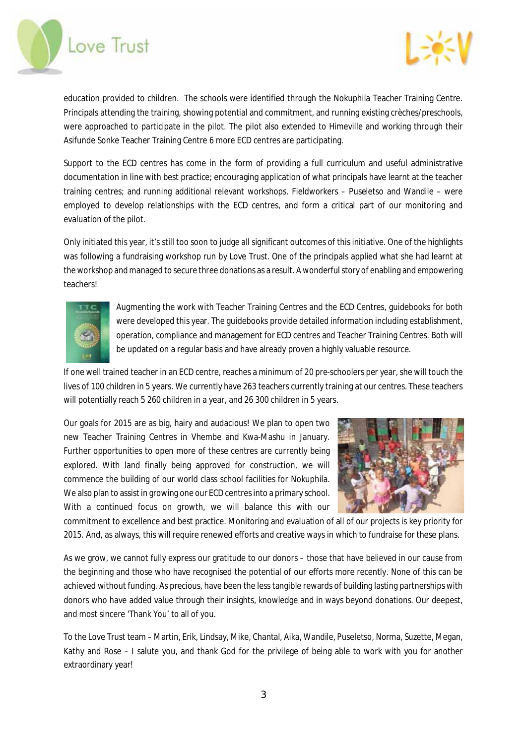education provided to children. The schools were identified through the Nokuphila Teacher Training Centre. Principals attending the training, showing potential and commitment, and running existing crèches/preschools, were approached to participate in the pilot. The pilot also extended to Himeville and working through their Asifunde Sonke Teacher Training Centre 6 more ECD centres are participating.

Support to the ECD centres has come in the form of providing a full curriculum and useful administrative documentation in line with best practice; encouraging application of what principals have learnt at the teacher training centres; and running additional relevant workshops. Fieldworkers – Puseletso and Wandile – were employed to develop relationships with the ECD centres, and form a critical part of our monitoring and evaluation of the pilot.

Only initiated this year, it's still too soon to judge all significant outcomes of this initiative. One of the highlights was following a fundraising workshop run by Love Trust. One of the principals applied what she had learnt at the workshop and managed to secure three donations as a result. A wonderful story of enabling and empowering teachers!

Augmenting the work with Teacher Training Centres and the ECD Centres, guidebooks for both were developed this year. The guidebooks provide detailed information including establishment, operation, compliance and management for ECD centres and Teacher Training Centres. Both will be updated on a regular basis and have already proven a highly valuable resource.

If one well trained teacher in an ECD centre, reaches a minimum of 20 pre-schoolers per year, she will touch the lives of 100 children in 5 years. We currently have 263 teachers currently training at our centres. These teachers will potentially reach 5 260 children in a year, and 26 300 children in 5 years.

Our goals for 2015 are as big, hairy and audacious! We plan to open two new Teacher Training Centres in Vhembe and Kwa-Mashu in January. Further opportunities to open more of these centres are currently being explored. With land finally being approved for construction, we will commence the building of our world class school facilities for Nokuphila. We also plan to assist in growing one our ECD centres into a primary school. With a continued focus on growth, we will balance this with our commitment to excellence and best practice. Monitoring and evaluation of all of our projects is key priority for 2015. And, as always, this will require renewed efforts and creative ways in which to fundraise for these plans.

As we grow, we cannot fully express our gratitude to our donors – those that have believed in our cause from the beginning and those who have recognised the potential of our efforts more recently. None of this can be achieved without funding. As precious, have been the less tangible rewards of building lasting partnerships with donors who have added value through their insights, knowledge and in ways beyond donations. Our deepest, and most sincere 'Thank You' to all of you.

To the Love Trust team – Martin, Erik, Lindsay, Mike, Chantal, Aika, Wandile, Puseletso, Norma, Suzette, Megan, Kathy and Rose – I salute you, and thank God for the privilege of being able to work with you for another extraordinary year!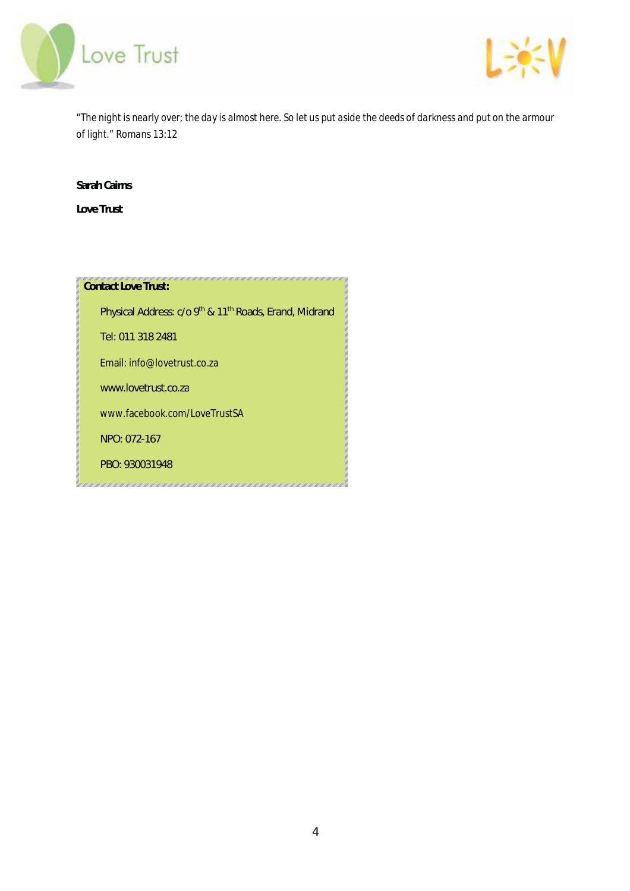*"The night is nearly over; the day is almost here. So let us put aside the deeds of darkness and put on the armour of light." Romans 13:12*

**Sarah Cairns**

**Love Trust**

**Contact Love Trust:**

Physical Address: c/o 9th & 11th Roads, Erand, Midrand

Tel: 011 318 2481

Email: info@lovetrust.co.za

www.lovetrust.co.za

www.facebook.com/LoveTrustSA

NPO: 072-167

PBO: 930031948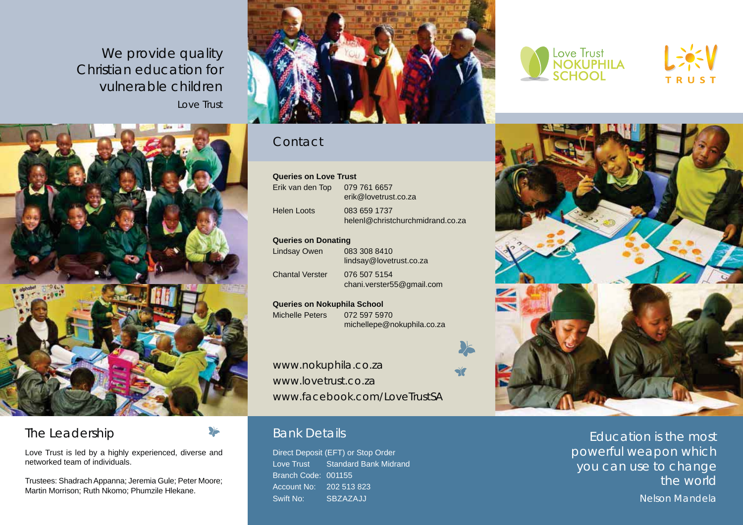We provide quality Christian education for vulnerable children

Love Trust

Love Trust NOKUPHILA SCHOOL

LOV TRUST

## Contact

**Queries on Love Trust**

Erik van den Top 079 761 6657
erik@lovetrust.co.za

Helen Loots 083 659 1737
helenl@christchurchmidrand.co.za

**Queries on Donating**

Lindsay Owen 083 308 8410
lindsay@lovetrust.co.za

Chantal Verster 076 507 5154
chani.verster55@gmail.com

**Queries on Nokuphila School**

Michelle Peters 072 597 5970
michellepe@nokuphila.co.za

www.nokuphila.co.za
www.lovetrust.co.za
www.facebook.com/LoveTrustSA

## The Leadership

Love Trust is led by a highly experienced, diverse and networked team of individuals.

Trustees: Shadrach Appanna; Jeremia Gule; Peter Moore; Martin Morrison; Ruth Nkomo; Phumzile Hlekane.

## Bank Details

Direct Deposit (EFT) or Stop Order

| | |
|---|---|
| Love Trust | Standard Bank Midrand |
| Branch Code: | 001155 |
| Account No: | 202 513 823 |
| Swift No: | SBZAZAJJ |

Education is the most powerful weapon which you can use to change the world

Nelson Mandela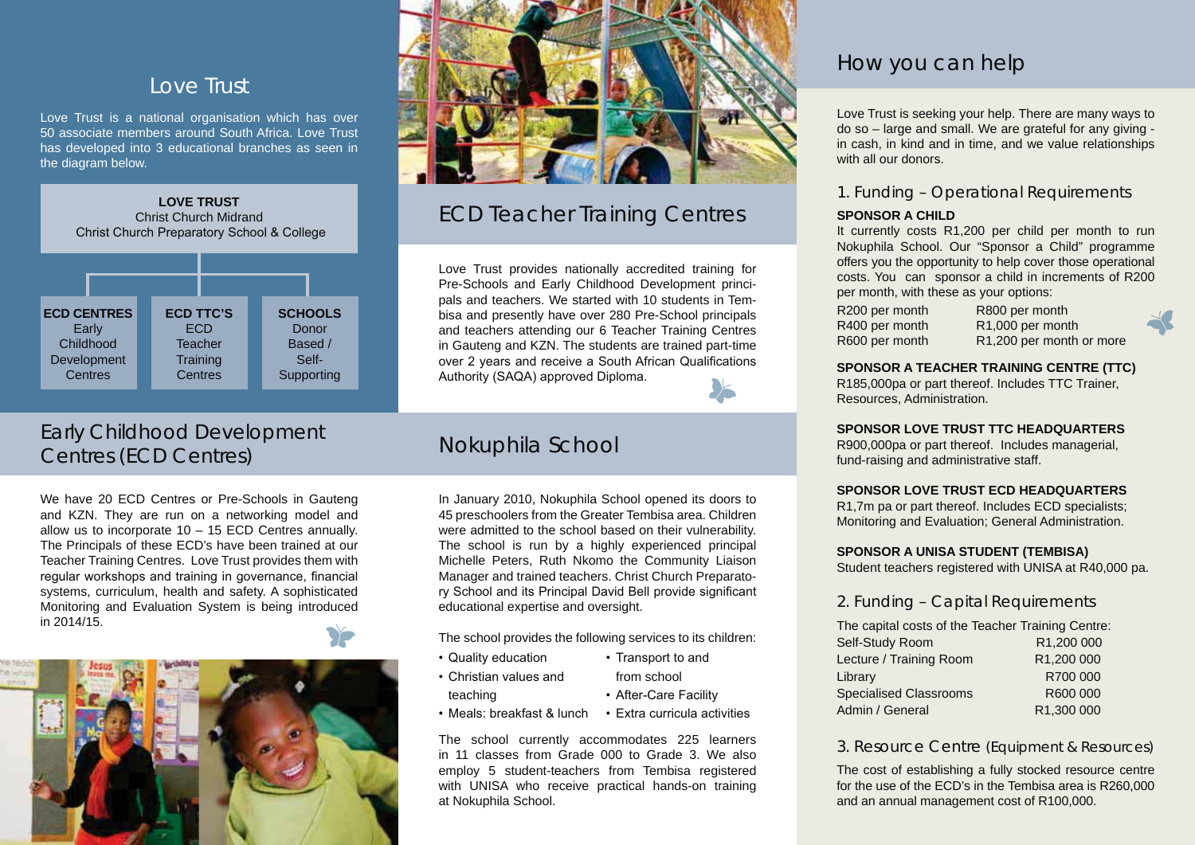# Love Trust

Love Trust is a national organisation which has over 50 associate members around South Africa. Love Trust has developed into 3 educational branches as seen in the diagram below.

**LOVE TRUST**
Christ Church Midrand
Christ Church Preparatory School & College

| **ECD CENTRES** | **ECD TTC'S** | **SCHOOLS** |
|---|---|---|
| Early Childhood Development Centres | ECD Teacher Training Centres | Donor Based / Self-Supporting |

## Early Childhood Development Centres (ECD Centres)

We have 20 ECD Centres or Pre-Schools in Gauteng and KZN. They are run on a networking model and allow us to incorporate 10 – 15 ECD Centres annually. The Principals of these ECD's have been trained at our Teacher Training Centres. Love Trust provides them with regular workshops and training in governance, financial systems, curriculum, health and safety. A sophisticated Monitoring and Evaluation System is being introduced in 2014/15.

## ECD Teacher Training Centres

Love Trust provides nationally accredited training for Pre-Schools and Early Childhood Development principals and teachers. We started with 10 students in Tembisa and presently have over 280 Pre-School principals and teachers attending our 6 Teacher Training Centres in Gauteng and KZN. The students are trained part-time over 2 years and receive a South African Qualifications Authority (SAQA) approved Diploma.

## Nokuphila School

In January 2010, Nokuphila School opened its doors to 45 preschoolers from the Greater Tembisa area. Children were admitted to the school based on their vulnerability. The school is run by a highly experienced principal Michelle Peters, Ruth Nkomo the Community Liaison Manager and trained teachers. Christ Church Preparatory School and its Principal David Bell provide significant educational expertise and oversight.

The school provides the following services to its children:

- Quality education
- Christian values and teaching
- Meals: breakfast & lunch
- Transport to and from school
- After-Care Facility
- Extra curricula activities

The school currently accommodates 225 learners in 11 classes from Grade 000 to Grade 3. We also employ 5 student-teachers from Tembisa registered with UNISA who receive practical hands-on training at Nokuphila School.

# How you can help

Love Trust is seeking your help. There are many ways to do so – large and small. We are grateful for any giving - in cash, in kind and in time, and we value relationships with all our donors.

## 1. Funding – Operational Requirements

**SPONSOR A CHILD**

It currently costs R1,200 per child per month to run Nokuphila School. Our "Sponsor a Child" programme offers you the opportunity to help cover those operational costs. You can sponsor a child in increments of R200 per month, with these as your options:

| | |
|---|---|
| R200 per month | R800 per month |
| R400 per month | R1,000 per month |
| R600 per month | R1,200 per month or more |

**SPONSOR A TEACHER TRAINING CENTRE (TTC)**

R185,000pa or part thereof. Includes TTC Trainer, Resources, Administration.

**SPONSOR LOVE TRUST TTC HEADQUARTERS**

R900,000pa or part thereof. Includes managerial, fund-raising and administrative staff.

**SPONSOR LOVE TRUST ECD HEADQUARTERS**

R1,7m pa or part thereof. Includes ECD specialists; Monitoring and Evaluation; General Administration.

**SPONSOR A UNISA STUDENT (TEMBISA)**

Student teachers registered with UNISA at R40,000 pa.

## 2. Funding – Capital Requirements

The capital costs of the Teacher Training Centre:

| | |
|---|---|
| Self-Study Room | R1,200 000 |
| Lecture / Training Room | R1,200 000 |
| Library | R700 000 |
| Specialised Classrooms | R600 000 |
| Admin / General | R1,300 000 |

## 3. Resource Centre (Equipment & Resources)

The cost of establishing a fully stocked resource centre for the use of the ECD's in the Tembisa area is R260,000 and an annual management cost of R100,000.